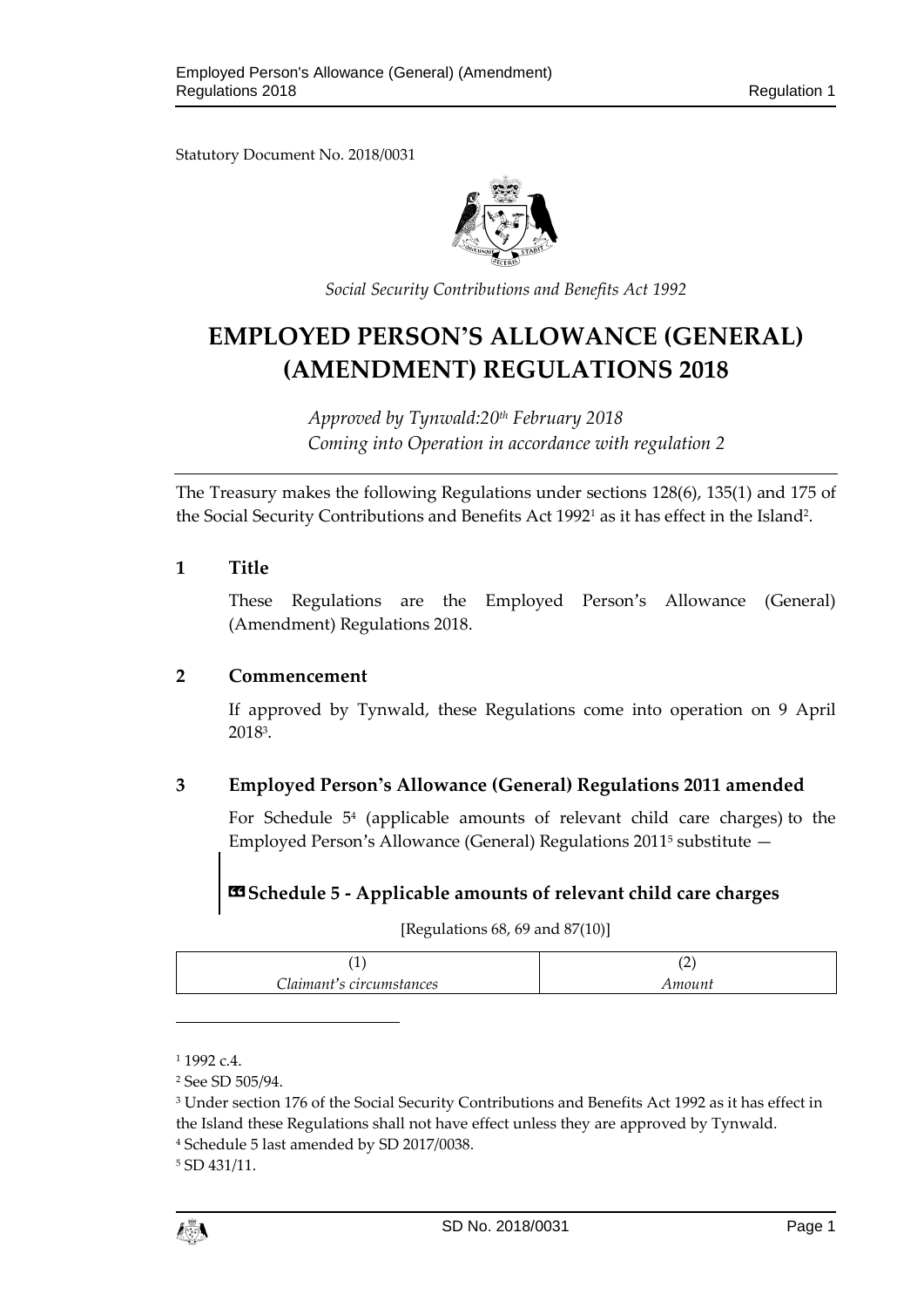Statutory Document No. 2018/0031

*Social Security Contributions and Benefits Act 1992*

# EMPLOYED PERSON'S ALLOWANCE (GENERAL) (AMENDMENT) REGULATIONS 2018

*Approved by Tynwald:20th February 2018*
*Coming into Operation in accordance with regulation 2*

The Treasury makes the following Regulations under sections 128(6), 135(1) and 175 of the Social Security Contributions and Benefits Act 1992[1] as it has effect in the Island[2].

## 1 Title

These Regulations are the Employed Person's Allowance (General) (Amendment) Regulations 2018.

## 2 Commencement

If approved by Tynwald, these Regulations come into operation on 9 April 2018[3].

## 3 Employed Person's Allowance (General) Regulations 2011 amended

For Schedule 5[4] (applicable amounts of relevant child care charges) to the Employed Person's Allowance (General) Regulations 2011[5] substitute —

### «Schedule 5 - Applicable amounts of relevant child care charges

[Regulations 68, 69 and 87(10)]

| (1)<br>*Claimant's circumstances* | (2)<br>*Amount* |
|---|---|

[1] 1992 c.4.

[2] See SD 505/94.

[3] Under section 176 of the Social Security Contributions and Benefits Act 1992 as it has effect in the Island these Regulations shall not have effect unless they are approved by Tynwald.

[4] Schedule 5 last amended by SD 2017/0038.

[5] SD 431/11.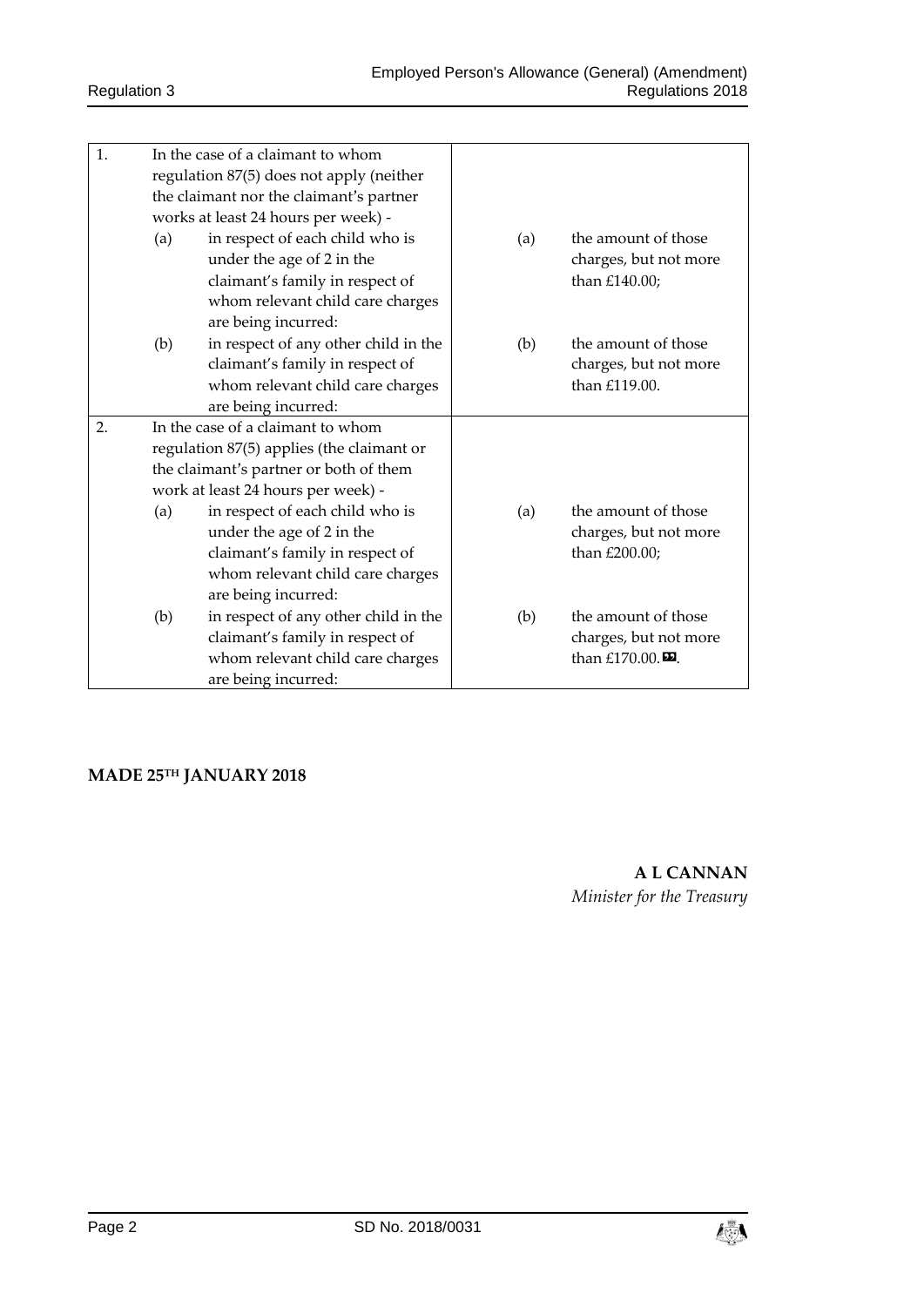| | | |
|---|---|---|
| 1. | In the case of a claimant to whom regulation 87(5) does not apply (neither the claimant nor the claimant's partner works at least 24 hours per week) - | |
| | (a) in respect of each child who is under the age of 2 in the claimant's family in respect of whom relevant child care charges are being incurred: | (a) the amount of those charges, but not more than £140.00; |
| | (b) in respect of any other child in the claimant's family in respect of whom relevant child care charges are being incurred: | (b) the amount of those charges, but not more than £119.00. |
| 2. | In the case of a claimant to whom regulation 87(5) applies (the claimant or the claimant's partner or both of them work at least 24 hours per week) - | |
| | (a) in respect of each child who is under the age of 2 in the claimant's family in respect of whom relevant child care charges are being incurred: | (a) the amount of those charges, but not more than £200.00; |
| | (b) in respect of any other child in the claimant's family in respect of whom relevant child care charges are being incurred: | (b) the amount of those charges, but not more than £170.00.». |

**MADE 25TH JANUARY 2018**

**A L CANNAN**
*Minister for the Treasury*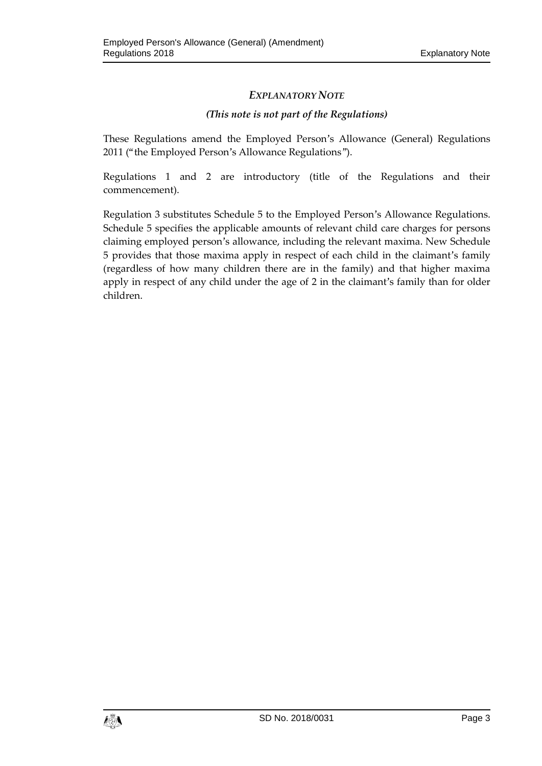## *EXPLANATORY NOTE*

### *(This note is not part of the Regulations)*

These Regulations amend the Employed Person's Allowance (General) Regulations 2011 ("the Employed Person's Allowance Regulations").

Regulations 1 and 2 are introductory (title of the Regulations and their commencement).

Regulation 3 substitutes Schedule 5 to the Employed Person's Allowance Regulations. Schedule 5 specifies the applicable amounts of relevant child care charges for persons claiming employed person's allowance, including the relevant maxima. New Schedule 5 provides that those maxima apply in respect of each child in the claimant's family (regardless of how many children there are in the family) and that higher maxima apply in respect of any child under the age of 2 in the claimant's family than for older children.